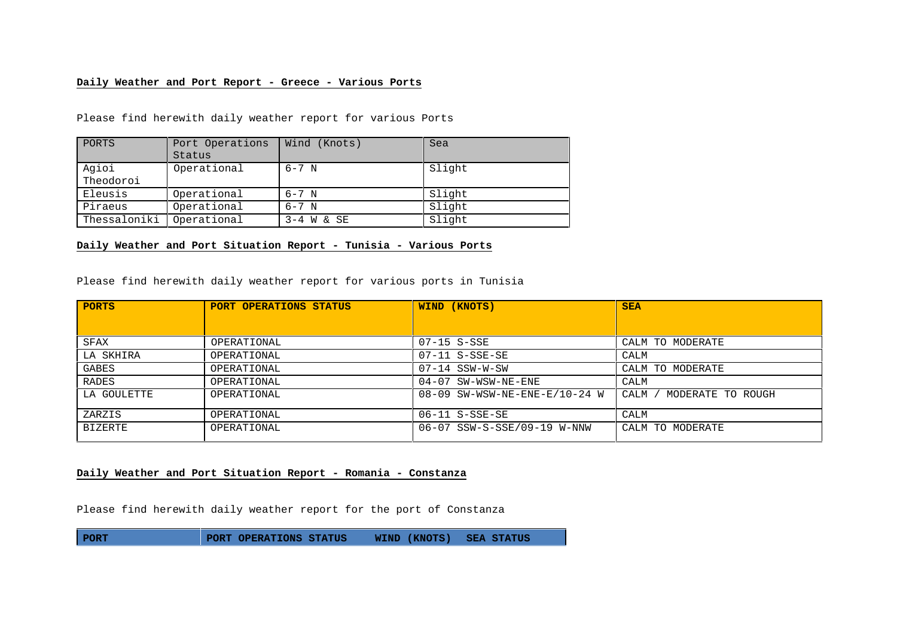**Daily Weather and Port Report - Greece - Various Ports**

Please find herewith daily weather report for various Ports

| PORTS | Port Operations Status | Wind (Knots) | Sea |
|---|---|---|---|
| Agioi Theodoroi | Operational | 6-7 N | Slight |
| Eleusis | Operational | 6-7 N | Slight |
| Piraeus | Operational | 6-7 N | Slight |
| Thessaloniki | Operational | 3-4 W & SE | Slight |

**Daily Weather and Port Situation Report - Tunisia - Various Ports**

Please find herewith daily weather report for various ports in Tunisia

| PORTS | PORT OPERATIONS STATUS | WIND (KNOTS) | SEA |
|---|---|---|---|
| SFAX | OPERATIONAL | 07-15 S-SSE | CALM TO MODERATE |
| LA SKHIRA | OPERATIONAL | 07-11 S-SSE-SE | CALM |
| GABES | OPERATIONAL | 07-14 SSW-W-SW | CALM TO MODERATE |
| RADES | OPERATIONAL | 04-07 SW-WSW-NE-ENE | CALM |
| LA GOULETTE | OPERATIONAL | 08-09 SW-WSW-NE-ENE-E/10-24 W | CALM / MODERATE TO ROUGH |
| ZARZIS | OPERATIONAL | 06-11 S-SSE-SE | CALM |
| BIZERTE | OPERATIONAL | 06-07 SSW-S-SSE/09-19 W-NNW | CALM TO MODERATE |

**Daily Weather and Port Situation Report - Romania - Constanza**

Please find herewith daily weather report for the port of Constanza

| PORT | PORT OPERATIONS STATUS | WIND (KNOTS) | SEA STATUS |
|---|---|---|---|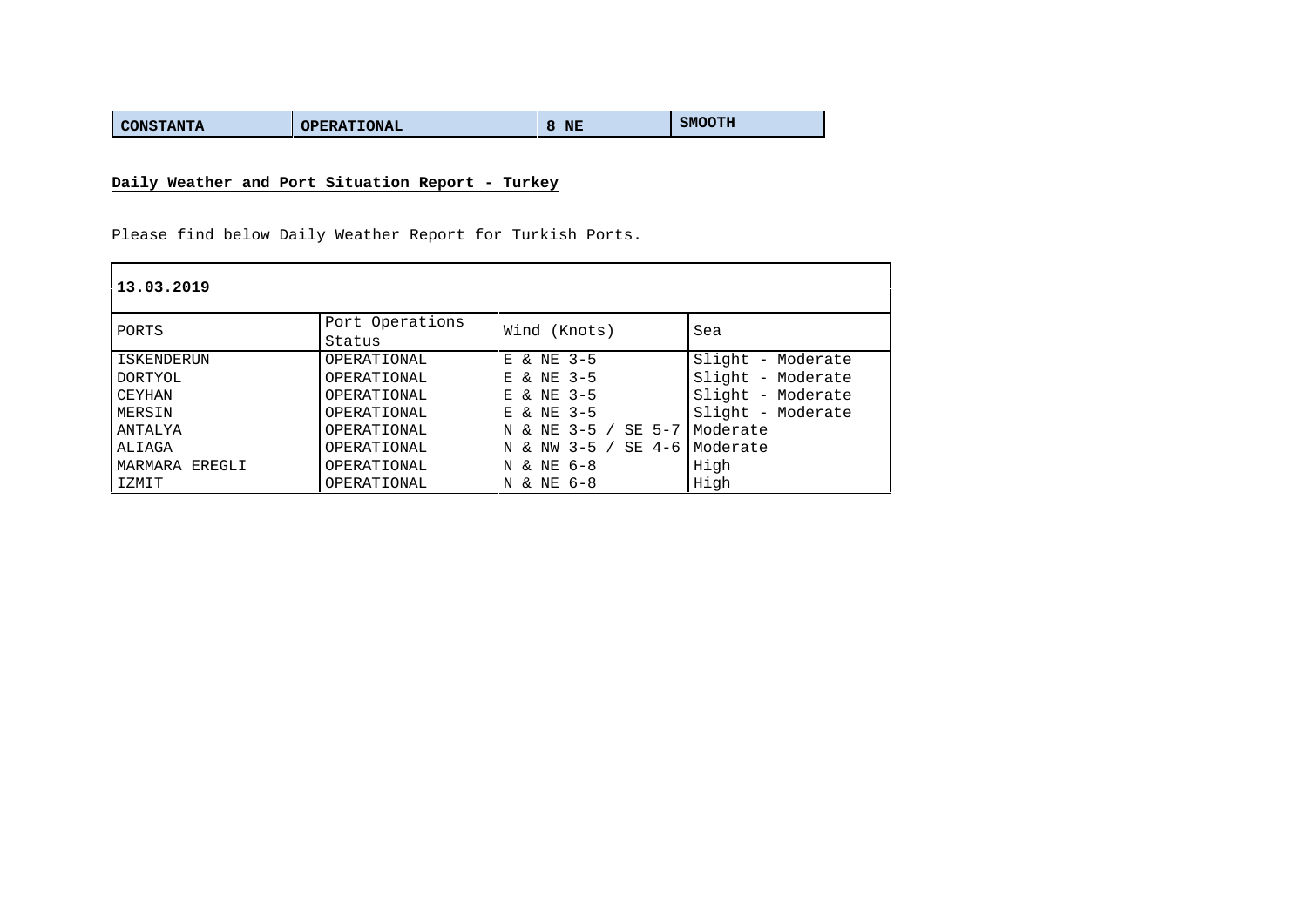| | | | |
|---|---|---|---|
| CONSTANTA | OPERATIONAL | 8 NE | SMOOTH |

**Daily Weather and Port Situation Report - Turkey**

Please find below Daily Weather Report for Turkish Ports.

| **13.03.2019** | | | |
|---|---|---|---|
| PORTS | Port Operations Status | Wind (Knots) | Sea |
| ISKENDERUN | OPERATIONAL | E & NE 3-5 | Slight - Moderate |
| DORTYOL | OPERATIONAL | E & NE 3-5 | Slight - Moderate |
| CEYHAN | OPERATIONAL | E & NE 3-5 | Slight - Moderate |
| MERSIN | OPERATIONAL | E & NE 3-5 | Slight - Moderate |
| ANTALYA | OPERATIONAL | N & NE 3-5 / SE 5-7 | Moderate |
| ALIAGA | OPERATIONAL | N & NW 3-5 / SE 4-6 | Moderate |
| MARMARA EREGLI | OPERATIONAL | N & NE 6-8 | High |
| IZMIT | OPERATIONAL | N & NE 6-8 | High |